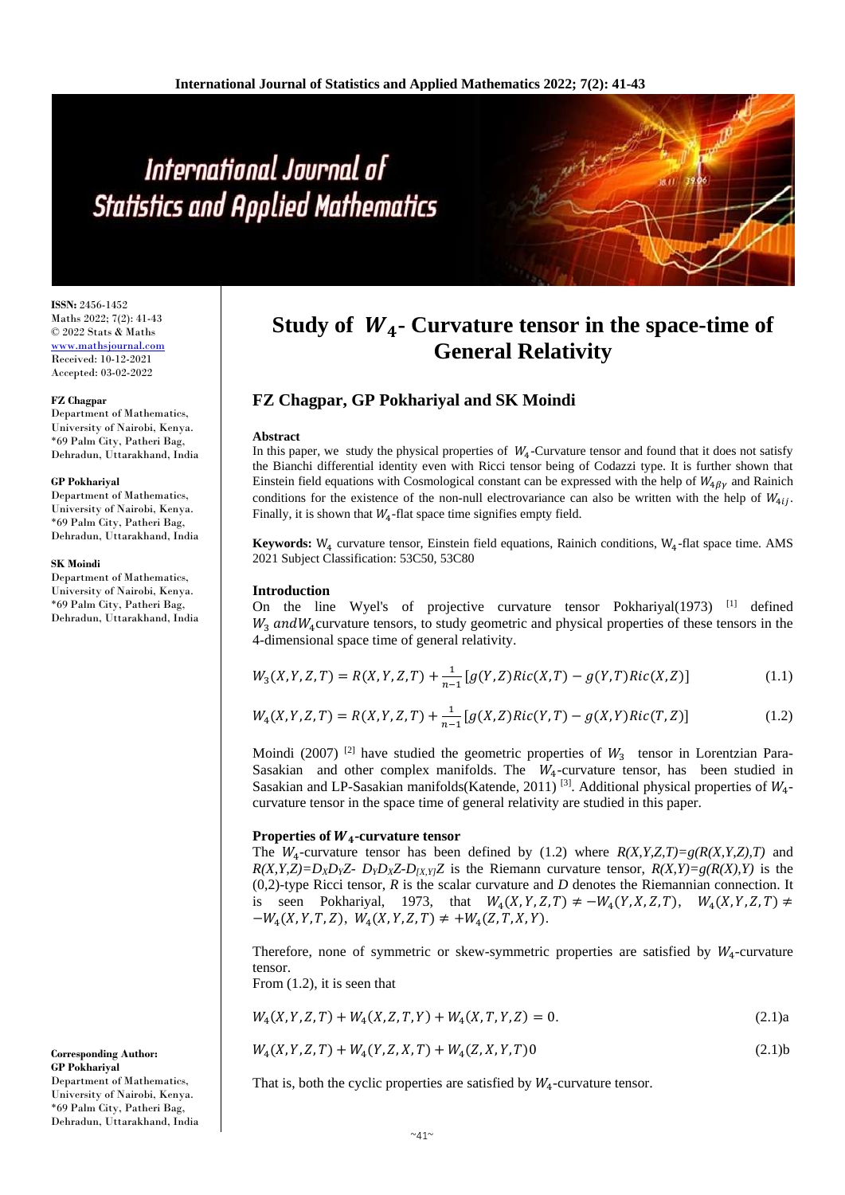# Study of $W_4$- Curvature tensor in the space-time of General Relativity

## FZ Chagpar, GP Pokhariyal and SK Moindi

**ISSN:** 2456-1452
Maths 2022; 7(2): 41-43
© 2022 Stats & Maths
www.mathsjournal.com
Received: 10-12-2021
Accepted: 03-02-2022

**FZ Chagpar**
Department of Mathematics, University of Nairobi, Kenya.
*69 Palm City, Patheri Bag, Dehradun, Uttarakhand, India

**GP Pokhariyal**
Department of Mathematics, University of Nairobi, Kenya.
*69 Palm City, Patheri Bag, Dehradun, Uttarakhand, India

**SK Moindi**
Department of Mathematics, University of Nairobi, Kenya.
*69 Palm City, Patheri Bag, Dehradun, Uttarakhand, India

**Corresponding Author:**
**GP Pokhariyal**
Department of Mathematics, University of Nairobi, Kenya.
*69 Palm City, Patheri Bag, Dehradun, Uttarakhand, India

### Abstract

In this paper, we study the physical properties of $W_4$-Curvature tensor and found that it does not satisfy the Bianchi differential identity even with Ricci tensor being of Codazzi type. It is further shown that Einstein field equations with Cosmological constant can be expressed with the help of $W_{4\beta\gamma}$ and Rainich conditions for the existence of the non-null electrovariance can also be written with the help of $W_{4ij}$. Finally, it is shown that $W_4$-flat space time signifies empty field.

**Keywords:** $W_4$ curvature tensor, Einstein field equations, Rainich conditions, $W_4$-flat space time. AMS 2021 Subject Classification: 53C50, 53C80

### Introduction

On the line Wyel's of projective curvature tensor Pokhariyal(1973) [1] defined $W_3$ and $W_4$ curvature tensors, to study geometric and physical properties of these tensors in the 4-dimensional space time of general relativity.

$$W_3(X,Y,Z,T) = R(X,Y,Z,T) + \frac{1}{n-1}[g(Y,Z)Ric(X,T) - g(Y,T)Ric(X,Z)] \tag{1.1}$$

$$W_4(X,Y,Z,T) = R(X,Y,Z,T) + \frac{1}{n-1}[g(X,Z)Ric(Y,T) - g(X,Y)Ric(T,Z)] \tag{1.2}$$

Moindi (2007) [2] have studied the geometric properties of $W_3$ tensor in Lorentzian Para-Sasakian and other complex manifolds. The $W_4$-curvature tensor, has been studied in Sasakian and LP-Sasakian manifolds(Katende, 2011) [3]. Additional physical properties of $W_4$-curvature tensor in the space time of general relativity are studied in this paper.

### Properties of $W_4$-curvature tensor

The $W_4$-curvature tensor has been defined by (1.2) where $R(X,Y,Z,T)=g(R(X,Y,Z),T)$ and $R(X,Y,Z)=D_XD_YZ- D_YD_XZ-D_{[X,Y]}Z$ is the Riemann curvature tensor, $R(X,Y)=g(R(X),Y)$ is the (0,2)-type Ricci tensor, $R$ is the scalar curvature and $D$ denotes the Riemannian connection. It is seen Pokhariyal, 1973, that $W_4(X,Y,Z,T) \neq -W_4(Y,X,Z,T)$, $W_4(X,Y,Z,T) \neq -W_4(X,Y,T,Z)$, $W_4(X,Y,Z,T) \neq +W_4(Z,T,X,Y)$.

Therefore, none of symmetric or skew-symmetric properties are satisfied by $W_4$-curvature tensor.
From (1.2), it is seen that

$$W_4(X,Y,Z,T) + W_4(X,Z,T,Y) + W_4(X,T,Y,Z) = 0. \tag{2.1a}$$

$$W_4(X,Y,Z,T) + W_4(Y,Z,X,T) + W_4(Z,X,Y,T)0 \tag{2.1b}$$

That is, both the cyclic properties are satisfied by $W_4$-curvature tensor.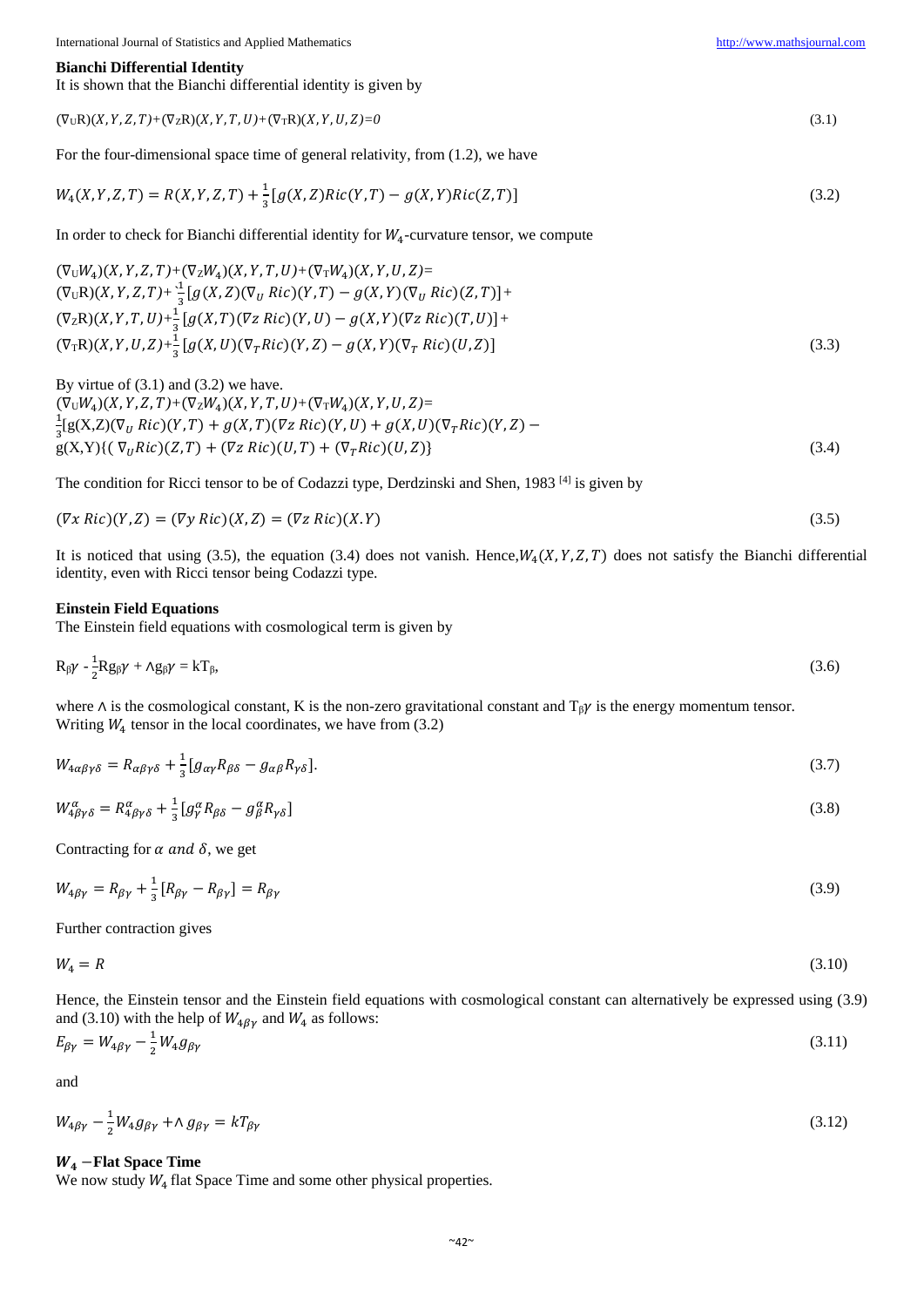**Bianchi Differential Identity**

It is shown that the Bianchi differential identity is given by

$$(\nabla_U R)(X,Y,Z,T)+(\nabla_Z R)(X,Y,T,U)+(\nabla_T R)(X,Y,U,Z)=0 \tag{3.1}$$

For the four-dimensional space time of general relativity, from (1.2), we have

$$W_4(X,Y,Z,T) = R(X,Y,Z,T) + \frac{1}{3}[g(X,Z)Ric(Y,T) - g(X,Y)Ric(Z,T)] \tag{3.2}$$

In order to check for Bianchi differential identity for $W_4$-curvature tensor, we compute

$$\begin{aligned}
&(\nabla_U W_4)(X,Y,Z,T)+(\nabla_Z W_4)(X,Y,T,U)+(\nabla_T W_4)(X,Y,U,Z)= \\
&(\nabla_U R)(X,Y,Z,T)+\frac{1}{3}[g(X,Z)(\nabla_U\, Ric)(Y,T) - g(X,Y)(\nabla_U\, Ric)(Z,T)]+ \\
&(\nabla_Z R)(X,Y,T,U)+\frac{1}{3}[g(X,T)(\nabla z\, Ric)(Y,U) - g(X,Y)(\nabla z\, Ric)(T,U)]+ \\
&(\nabla_T R)(X,Y,U,Z)+\frac{1}{3}[g(X,U)(\nabla_T Ric)(Y,Z) - g(X,Y)(\nabla_T\, Ric)(U,Z)]
\end{aligned} \tag{3.3}$$

By virtue of (3.1) and (3.2) we have.

$$\begin{aligned}
&(\nabla_U W_4)(X,Y,Z,T)+(\nabla_Z W_4)(X,Y,T,U)+(\nabla_T W_4)(X,Y,U,Z)= \\
&\frac{1}{3}[g(X,Z)(\nabla_U\, Ric)(Y,T) + g(X,T)(\nabla z\, Ric)(Y,U) + g(X,U)(\nabla_T Ric)(Y,Z) - \\
&g(X,Y)\{(\nabla_U Ric)(Z,T) + (\nabla z\, Ric)(U,T) + (\nabla_T Ric)(U,Z)\}
\end{aligned} \tag{3.4}$$

The condition for Ricci tensor to be of Codazzi type, Derdzinski and Shen, 1983 [4] is given by

$$(\nabla x\, Ric)(Y,Z) = (\nabla y\, Ric)(X,Z) = (\nabla z\, Ric)(X.Y) \tag{3.5}$$

It is noticed that using (3.5), the equation (3.4) does not vanish. Hence, $W_4(X,Y,Z,T)$ does not satisfy the Bianchi differential identity, even with Ricci tensor being Codazzi type.

**Einstein Field Equations**

The Einstein field equations with cosmological term is given by

$$R_{\beta\gamma} - \frac{1}{2}Rg_{\beta\gamma} + \wedge g_{\beta\gamma} = kT_{\beta}, \tag{3.6}$$

where $\wedge$ is the cosmological constant, K is the non-zero gravitational constant and $T_{\beta\gamma}$ is the energy momentum tensor.
Writing $W_4$ tensor in the local coordinates, we have from (3.2)

$$W_{4\alpha\beta\gamma\delta} = R_{\alpha\beta\gamma\delta} + \frac{1}{3}[g_{\alpha\gamma}R_{\beta\delta} - g_{\alpha\beta}R_{\gamma\delta}]. \tag{3.7}$$

$$W^{\alpha}_{4\beta\gamma\delta} = R^{\alpha}_{4\beta\gamma\delta} + \frac{1}{3}[g^{\alpha}_{\gamma}R_{\beta\delta} - g^{\alpha}_{\beta}R_{\gamma\delta}] \tag{3.8}$$

Contracting for $\alpha$ *and* $\delta$, we get

$$W_{4\beta\gamma} = R_{\beta\gamma} + \frac{1}{3}[R_{\beta\gamma} - R_{\beta\gamma}] = R_{\beta\gamma} \tag{3.9}$$

Further contraction gives

$$W_4 = R \tag{3.10}$$

Hence, the Einstein tensor and the Einstein field equations with cosmological constant can alternatively be expressed using (3.9) and (3.10) with the help of $W_{4\beta\gamma}$ and $W_4$ as follows:

$$E_{\beta\gamma} = W_{4\beta\gamma} - \frac{1}{2}W_4 g_{\beta\gamma} \tag{3.11}$$

and

$$W_{4\beta\gamma} - \frac{1}{2}W_4 g_{\beta\gamma} + \wedge\, g_{\beta\gamma} = kT_{\beta\gamma} \tag{3.12}$$

**$W_4$ −Flat Space Time**

We now study $W_4$ flat Space Time and some other physical properties.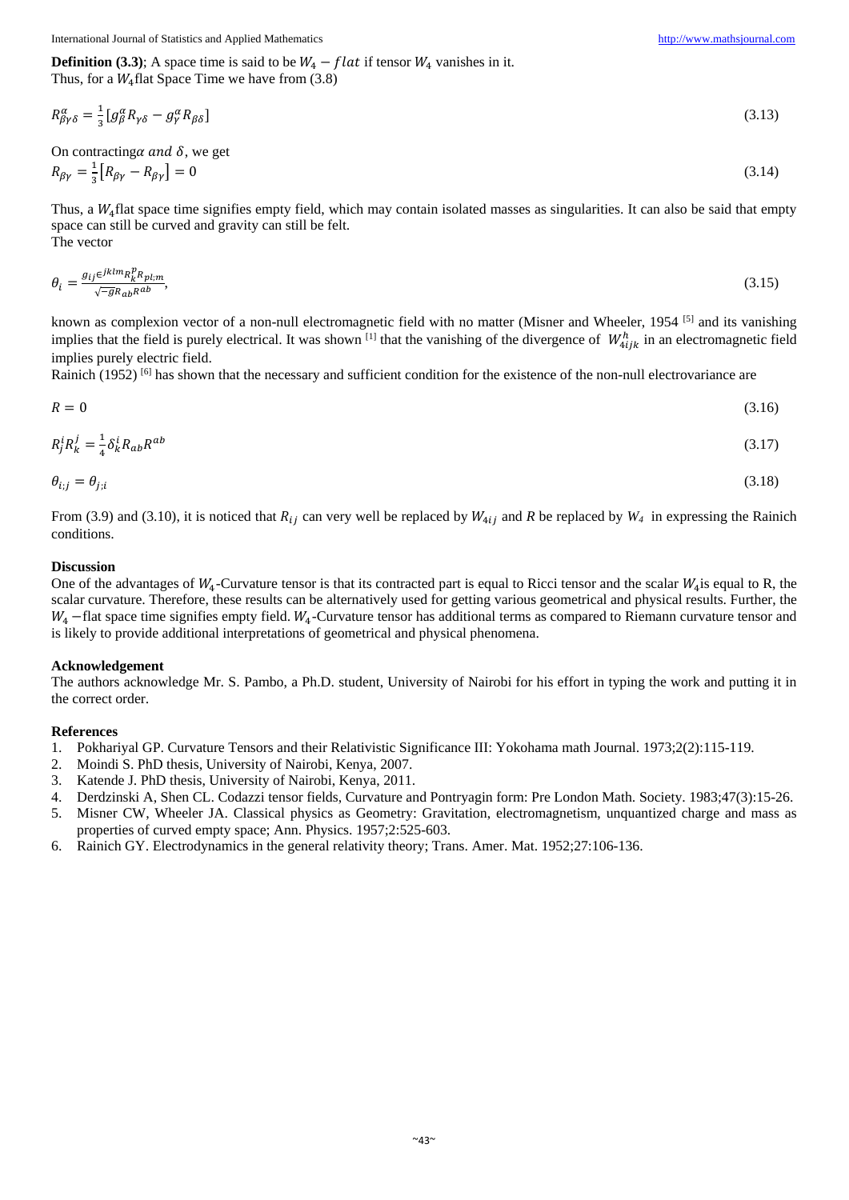**Definition (3.3)**; A space time is said to be $W_4 - flat$ if tensor $W_4$ vanishes in it.
Thus, for a $W_4$flat Space Time we have from (3.8)

$$R^{\alpha}_{\beta\gamma\delta} = \frac{1}{3}[g^{\alpha}_{\beta}R_{\gamma\delta} - g^{\alpha}_{\gamma}R_{\beta\delta}] \tag{3.13}$$

On contracting$\alpha$ *and* $\delta$, we get

$$R_{\beta\gamma} = \frac{1}{3}\left[R_{\beta\gamma} - R_{\beta\gamma}\right] = 0 \tag{3.14}$$

Thus, a $W_4$flat space time signifies empty field, which may contain isolated masses as singularities. It can also be said that empty space can still be curved and gravity can still be felt.
The vector

$$\theta_i = \frac{g_{ij}\epsilon^{jklm}R^{p}_{k}R_{pl;m}}{\sqrt{-g}R_{ab}R^{ab}}, \tag{3.15}$$

known as complexion vector of a non-null electromagnetic field with no matter (Misner and Wheeler, 1954 [5] and its vanishing implies that the field is purely electrical. It was shown [1] that the vanishing of the divergence of $W^{h}_{4ijk}$ in an electromagnetic field implies purely electric field.
Rainich (1952) [6] has shown that the necessary and sufficient condition for the existence of the non-null electrovariance are

$$R = 0 \tag{3.16}$$

$$R^{i}_{j}R^{j}_{k} = \frac{1}{4}\delta^{i}_{k}R_{ab}R^{ab} \tag{3.17}$$

$$\theta_{i;j} = \theta_{j;i} \tag{3.18}$$

From (3.9) and (3.10), it is noticed that $R_{ij}$ can very well be replaced by $W_{4ij}$ and *R* be replaced by $W_4$ in expressing the Rainich conditions.

### Discussion

One of the advantages of $W_4$-Curvature tensor is that its contracted part is equal to Ricci tensor and the scalar $W_4$is equal to R, the scalar curvature. Therefore, these results can be alternatively used for getting various geometrical and physical results. Further, the $W_4$ −flat space time signifies empty field. $W_4$-Curvature tensor has additional terms as compared to Riemann curvature tensor and is likely to provide additional interpretations of geometrical and physical phenomena.

### Acknowledgement

The authors acknowledge Mr. S. Pambo, a Ph.D. student, University of Nairobi for his effort in typing the work and putting it in the correct order.

### References

1. Pokhariyal GP. Curvature Tensors and their Relativistic Significance III: Yokohama math Journal. 1973;2(2):115-119.
2. Moindi S. PhD thesis, University of Nairobi, Kenya, 2007.
3. Katende J. PhD thesis, University of Nairobi, Kenya, 2011.
4. Derdzinski A, Shen CL. Codazzi tensor fields, Curvature and Pontryagin form: Pre London Math. Society. 1983;47(3):15-26.
5. Misner CW, Wheeler JA. Classical physics as Geometry: Gravitation, electromagnetism, unquantized charge and mass as properties of curved empty space; Ann. Physics. 1957;2:525-603.
6. Rainich GY. Electrodynamics in the general relativity theory; Trans. Amer. Mat. 1952;27:106-136.